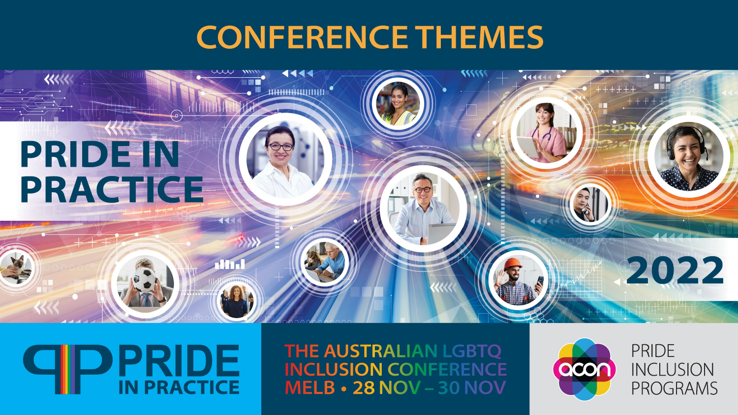# CONFERENCE THEMES

## PRIDE IN PRACTICE

## 2022

PRIDE IN PRACTICE

THE AUSTRALIAN LGBTQ INCLUSION CONFERENCE
MELB • 28 NOV – 30 NOV

acon

PRIDE INCLUSION PROGRAMS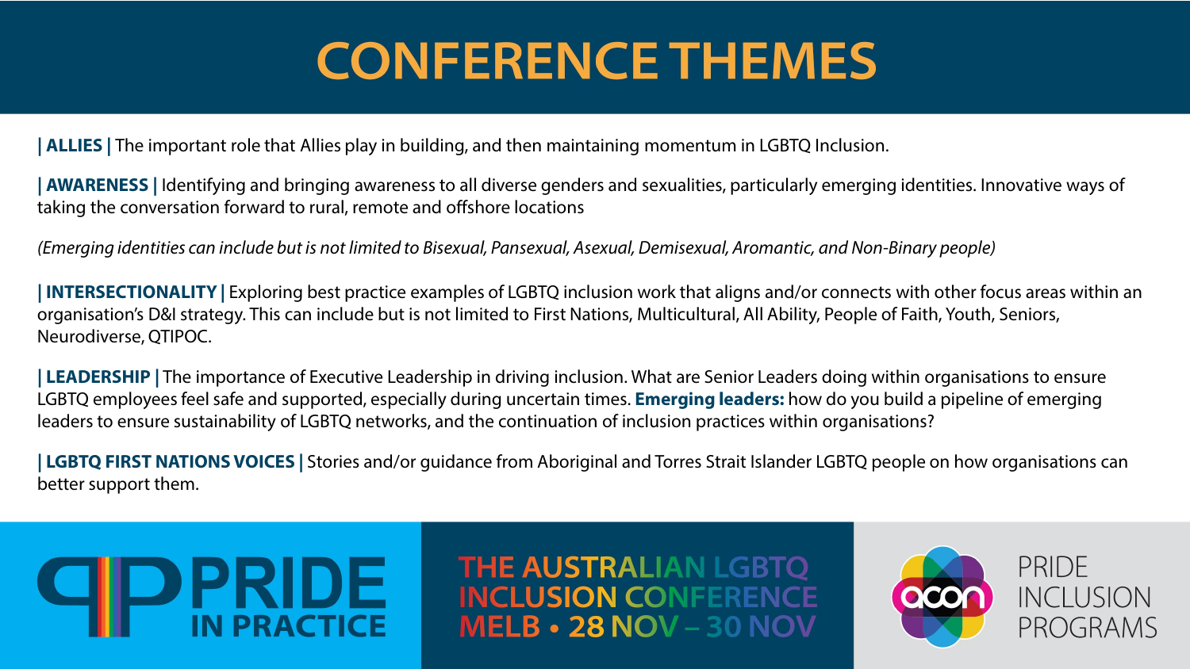# CONFERENCE THEMES

**| ALLIES |** The important role that Allies play in building, and then maintaining momentum in LGBTQ Inclusion.

**| AWARENESS |** Identifying and bringing awareness to all diverse genders and sexualities, particularly emerging identities. Innovative ways of taking the conversation forward to rural, remote and offshore locations

*(Emerging identities can include but is not limited to Bisexual, Pansexual, Asexual, Demisexual, Aromantic, and Non-Binary people)*

**| INTERSECTIONALITY |** Exploring best practice examples of LGBTQ inclusion work that aligns and/or connects with other focus areas within an organisation's D&I strategy. This can include but is not limited to First Nations, Multicultural, All Ability, People of Faith, Youth, Seniors, Neurodiverse, QTIPOC.

**| LEADERSHIP |** The importance of Executive Leadership in driving inclusion. What are Senior Leaders doing within organisations to ensure LGBTQ employees feel safe and supported, especially during uncertain times. **Emerging leaders:** how do you build a pipeline of emerging leaders to ensure sustainability of LGBTQ networks, and the continuation of inclusion practices within organisations?

**| LGBTQ FIRST NATIONS VOICES |** Stories and/or guidance from Aboriginal and Torres Strait Islander LGBTQ people on how organisations can better support them.

PRIDE IN PRACTICE

THE AUSTRALIAN LGBTQ INCLUSION CONFERENCE
MELB • 28 NOV – 30 NOV

acon PRIDE INCLUSION PROGRAMS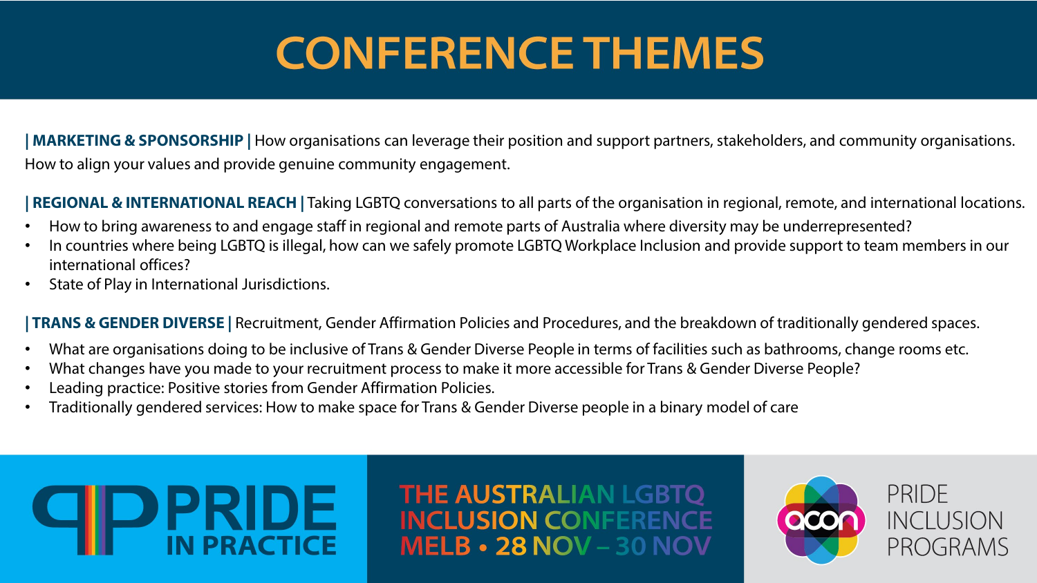# CONFERENCE THEMES

**| MARKETING & SPONSORSHIP |** How organisations can leverage their position and support partners, stakeholders, and community organisations. How to align your values and provide genuine community engagement.

**| REGIONAL & INTERNATIONAL REACH |** Taking LGBTQ conversations to all parts of the organisation in regional, remote, and international locations.

- How to bring awareness to and engage staff in regional and remote parts of Australia where diversity may be underrepresented?
- In countries where being LGBTQ is illegal, how can we safely promote LGBTQ Workplace Inclusion and provide support to team members in our international offices?
- State of Play in International Jurisdictions.

**| TRANS & GENDER DIVERSE |** Recruitment, Gender Affirmation Policies and Procedures, and the breakdown of traditionally gendered spaces.

- What are organisations doing to be inclusive of Trans & Gender Diverse People in terms of facilities such as bathrooms, change rooms etc.
- What changes have you made to your recruitment process to make it more accessible for Trans & Gender Diverse People?
- Leading practice: Positive stories from Gender Affirmation Policies.
- Traditionally gendered services: How to make space for Trans & Gender Diverse people in a binary model of care

PRIDE IN PRACTICE

THE AUSTRALIAN LGBTQ INCLUSION CONFERENCE MELB • 28 NOV – 30 NOV

acon PRIDE INCLUSION PROGRAMS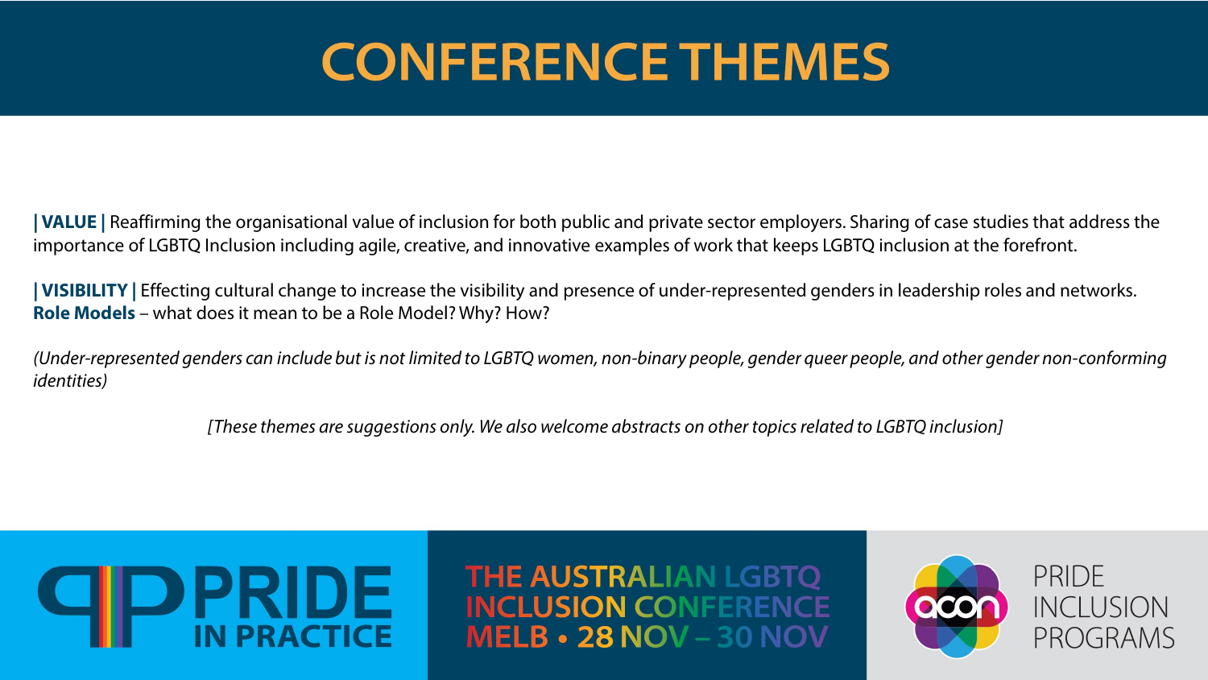# CONFERENCE THEMES

**| VALUE |** Reaffirming the organisational value of inclusion for both public and private sector employers. Sharing of case studies that address the importance of LGBTQ Inclusion including agile, creative, and innovative examples of work that keeps LGBTQ inclusion at the forefront.

**| VISIBILITY |** Effecting cultural change to increase the visibility and presence of under-represented genders in leadership roles and networks. **Role Models** – what does it mean to be a Role Model? Why? How?

*(Under-represented genders can include but is not limited to LGBTQ women, non-binary people, gender queer people, and other gender non-conforming identities)*

*[These themes are suggestions only. We also welcome abstracts on other topics related to LGBTQ inclusion]*

PRIDE IN PRACTICE

THE AUSTRALIAN LGBTQ INCLUSION CONFERENCE
MELB • 28 NOV – 30 NOV

acon PRIDE INCLUSION PROGRAMS